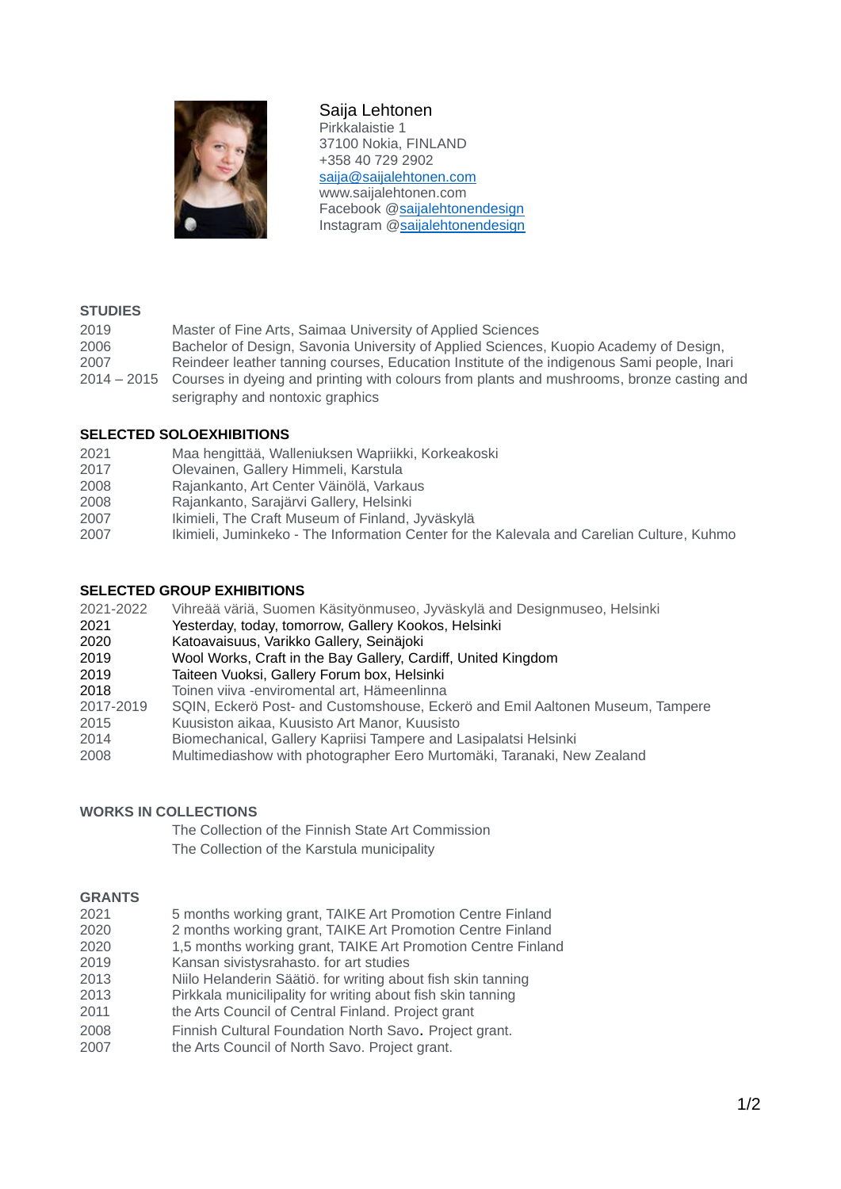# Saija Lehtonen

Pirkkalaistie 1
37100 Nokia, FINLAND
+358 40 729 2902
saija@saijalehtonen.com
www.saijalehtonen.com
Facebook @saijalehtonendesign
Instagram @saijalehtonendesign

## STUDIES

| | |
|---|---|
| 2019 | Master of Fine Arts, Saimaa University of Applied Sciences |
| 2006 | Bachelor of Design, Savonia University of Applied Sciences, Kuopio Academy of Design, |
| 2007 | Reindeer leather tanning courses, Education Institute of the indigenous Sami people, Inari |
| 2014 – 2015 | Courses in dyeing and printing with colours from plants and mushrooms, bronze casting and serigraphy and nontoxic graphics |

## SELECTED SOLOEXHIBITIONS

| | |
|---|---|
| 2021 | Maa hengittää, Walleniuksen Wapriikki, Korkeakoski |
| 2017 | Olevainen, Gallery Himmeli, Karstula |
| 2008 | Rajankanto, Art Center Väinölä, Varkaus |
| 2008 | Rajankanto, Sarajärvi Gallery, Helsinki |
| 2007 | Ikimieli, The Craft Museum of Finland, Jyväskylä |
| 2007 | Ikimieli, Juminkeko - The Information Center for the Kalevala and Carelian Culture, Kuhmo |

## SELECTED GROUP EXHIBITIONS

| | |
|---|---|
| 2021-2022 | Vihreää väriä, Suomen Käsityönmuseo, Jyväskylä and Designmuseo, Helsinki |
| 2021 | Yesterday, today, tomorrow, Gallery Kookos, Helsinki |
| 2020 | Katoavaisuus, Varikko Gallery, Seinäjoki |
| 2019 | Wool Works, Craft in the Bay Gallery, Cardiff, United Kingdom |
| 2019 | Taiteen Vuoksi, Gallery Forum box, Helsinki |
| 2018 | Toinen viiva -enviromental art, Hämeenlinna |
| 2017-2019 | SQIN, Eckerö Post- and Customshouse, Eckerö and Emil Aaltonen Museum, Tampere |
| 2015 | Kuusiston aikaa, Kuusisto Art Manor, Kuusisto |
| 2014 | Biomechanical, Gallery Kapriisi Tampere and Lasipalatsi Helsinki |
| 2008 | Multimediashow with photographer Eero Murtomäki, Taranaki, New Zealand |

## WORKS IN COLLECTIONS

The Collection of the Finnish State Art Commission
The Collection of the Karstula municipality

## GRANTS

| | |
|---|---|
| 2021 | 5 months working grant, TAIKE Art Promotion Centre Finland |
| 2020 | 2 months working grant, TAIKE Art Promotion Centre Finland |
| 2020 | 1,5 months working grant, TAIKE Art Promotion Centre Finland |
| 2019 | Kansan sivistysrahasto. for art studies |
| 2013 | Niilo Helanderin Säätiö. for writing about fish skin tanning |
| 2013 | Pirkkala municilipality for writing about fish skin tanning |
| 2011 | the Arts Council of Central Finland. Project grant |
| 2008 | Finnish Cultural Foundation North Savo. Project grant. |
| 2007 | the Arts Council of North Savo. Project grant. |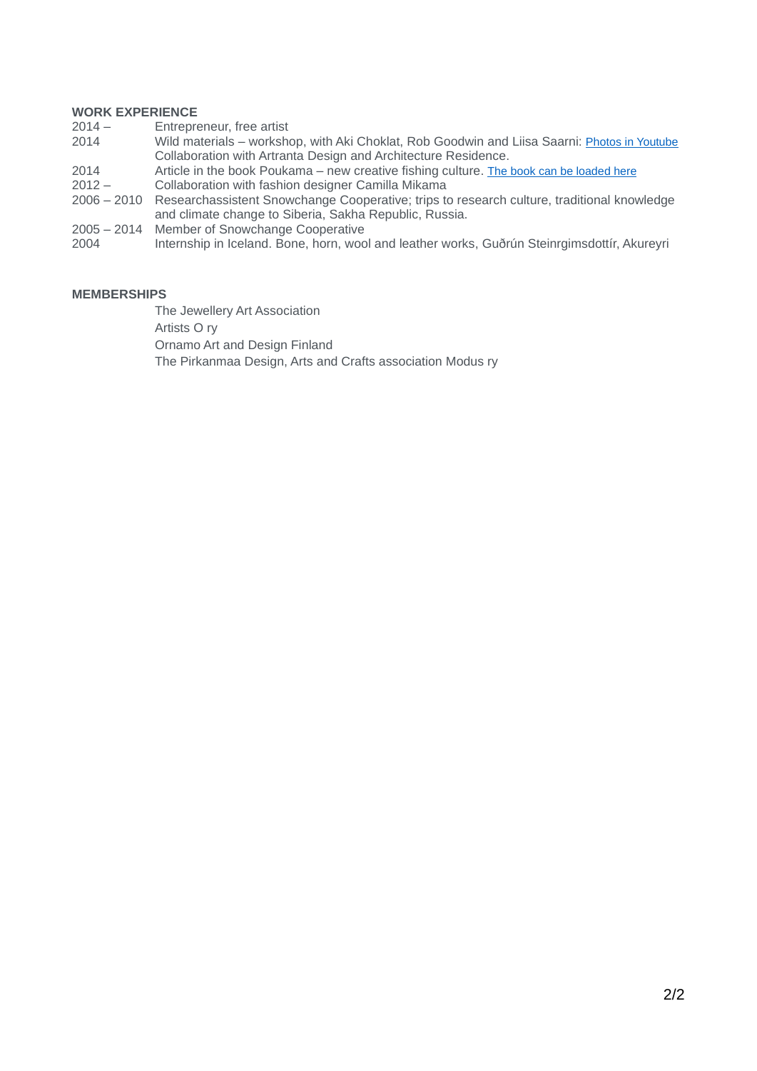## WORK EXPERIENCE

| | |
|---|---|
| 2014 – | Entrepreneur, free artist |
| 2014 | Wild materials – workshop, with Aki Choklat, Rob Goodwin and Liisa Saarni: Photos in Youtube<br>Collaboration with Artranta Design and Architecture Residence. |
| 2014 | Article in the book Poukama – new creative fishing culture. The book can be loaded here |
| 2012 – | Collaboration with fashion designer Camilla Mikama |
| 2006 – 2010 | Researchassistent Snowchange Cooperative; trips to research culture, traditional knowledge and climate change to Siberia, Sakha Republic, Russia. |
| 2005 – 2014 | Member of Snowchange Cooperative |
| 2004 | Internship in Iceland. Bone, horn, wool and leather works, Guðrún Steinrgimsdottír, Akureyri |

## MEMBERSHIPS

The Jewellery Art Association
Artists O ry
Ornamo Art and Design Finland
The Pirkanmaa Design, Arts and Crafts association Modus ry